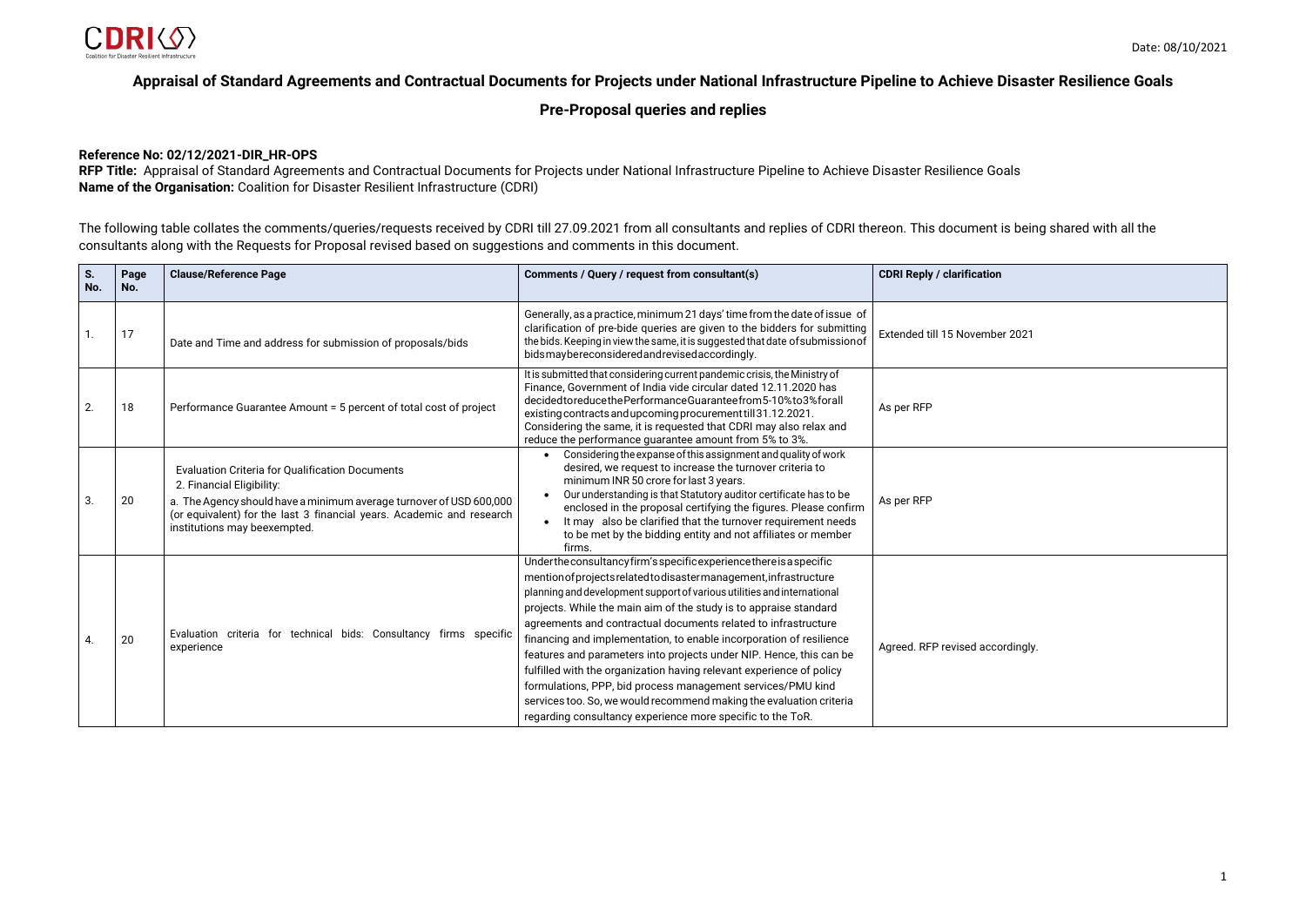Date: 08/10/2021

# Appraisal of Standard Agreements and Contractual Documents for Projects under National Infrastructure Pipeline to Achieve Disaster Resilience Goals

## Pre-Proposal queries and replies

**Reference No: 02/12/2021-DIR_HR-OPS**
**RFP Title:** Appraisal of Standard Agreements and Contractual Documents for Projects under National Infrastructure Pipeline to Achieve Disaster Resilience Goals
**Name of the Organisation:** Coalition for Disaster Resilient Infrastructure (CDRI)

The following table collates the comments/queries/requests received by CDRI till 27.09.2021 from all consultants and replies of CDRI thereon. This document is being shared with all the consultants along with the Requests for Proposal revised based on suggestions and comments in this document.

| S. No. | Page No. | Clause/Reference Page | Comments / Query / request from consultant(s) | CDRI Reply / clarification |
|---|---|---|---|---|
| 1. | 17 | Date and Time and address for submission of proposals/bids | Generally, as a practice, minimum 21 days' time from the date of issue of clarification of pre-bide queries are given to the bidders for submitting the bids. Keeping in view the same, it is suggested that date of submission of bids may be reconsidered and revised accordingly. | Extended till 15 November 2021 |
| 2. | 18 | Performance Guarantee Amount = 5 percent of total cost of project | It is submitted that considering current pandemic crisis, the Ministry of Finance, Government of India vide circular dated 12.11.2020 has decided to reduce the Performance Guarantee from 5-10% to 3% for all existing contracts and upcoming procurement till 31.12.2021. Considering the same, it is requested that CDRI may also relax and reduce the performance guarantee amount from 5% to 3%. | As per RFP |
| 3. | 20 | Evaluation Criteria for Qualification Documents<br>2. Financial Eligibility:<br>a. The Agency should have a minimum average turnover of USD 600,000 (or equivalent) for the last 3 financial years. Academic and research institutions may be exempted. | • Considering the expanse of this assignment and quality of work desired, we request to increase the turnover criteria to minimum INR 50 crore for last 3 years.<br>• Our understanding is that Statutory auditor certificate has to be enclosed in the proposal certifying the figures. Please confirm<br>• It may also be clarified that the turnover requirement needs to be met by the bidding entity and not affiliates or member firms. | As per RFP |
| 4. | 20 | Evaluation criteria for technical bids: Consultancy firms specific experience | Under the consultancy firm's specific experience there is a specific mention of projects related to disaster management, infrastructure planning and development support of various utilities and international projects. While the main aim of the study is to appraise standard agreements and contractual documents related to infrastructure financing and implementation, to enable incorporation of resilience features and parameters into projects under NIP. Hence, this can be fulfilled with the organization having relevant experience of policy formulations, PPP, bid process management services/PMU kind services too. So, we would recommend making the evaluation criteria regarding consultancy experience more specific to the ToR. | Agreed. RFP revised accordingly. |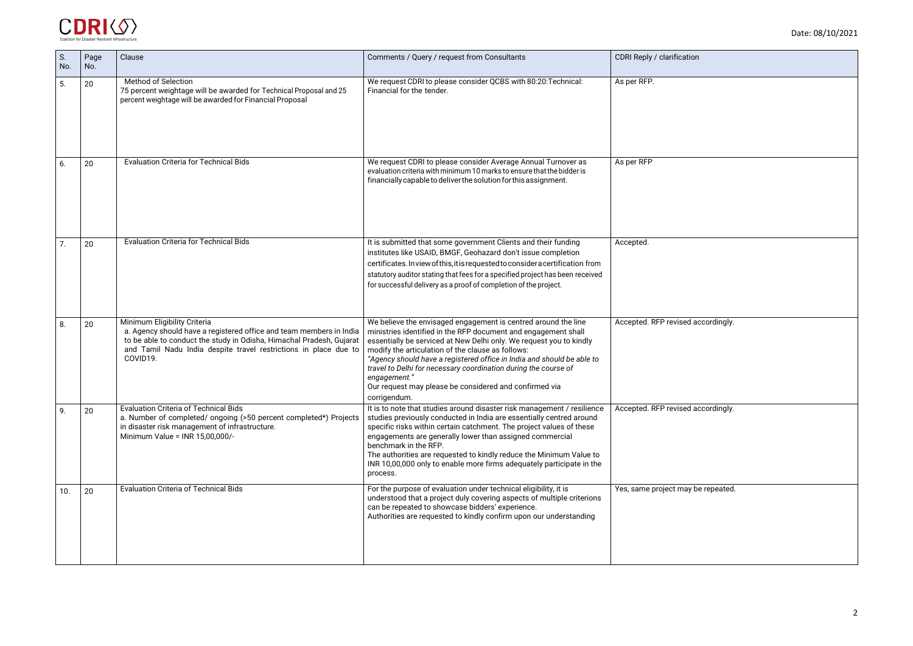Date: 08/10/2021

| S. No. | Page No. | Clause | Comments / Query / request from Consultants | CDRI Reply / clarification |
|---|---|---|---|---|
| 5. | 20 | Method of Selection<br>75 percent weightage will be awarded for Technical Proposal and 25 percent weightage will be awarded for Financial Proposal | We request CDRI to please consider QCBS with 80:20:Technical: Financial for the tender. | As per RFP. |
| 6. | 20 | Evaluation Criteria for Technical Bids | We request CDRI to please consider Average Annual Turnover as evaluation criteria with minimum 10 marks to ensure that the bidder is financially capable to deliver the solution for this assignment. | As per RFP |
| 7. | 20 | Evaluation Criteria for Technical Bids | It is submitted that some government Clients and their funding institutes like USAID, BMGF, Geohazard don't issue completion certificates. In view of this, it is requested to consider a certification from statutory auditor stating that fees for a specified project has been received for successful delivery as a proof of completion of the project. | Accepted. |
| 8. | 20 | Minimum Eligibility Criteria<br>a. Agency should have a registered office and team members in India to be able to conduct the study in Odisha, Himachal Pradesh, Gujarat and Tamil Nadu India despite travel restrictions in place due to COVID19. | We believe the envisaged engagement is centred around the line ministries identified in the RFP document and engagement shall essentially be serviced at New Delhi only. We request you to kindly modify the articulation of the clause as follows:<br>*"Agency should have a registered office in India and should be able to travel to Delhi for necessary coordination during the course of engagement."*<br>Our request may please be considered and confirmed via corrigendum. | Accepted. RFP revised accordingly. |
| 9. | 20 | Evaluation Criteria of Technical Bids<br>a. Number of completed/ ongoing (>50 percent completed*) Projects in disaster risk management of infrastructure.<br>Minimum Value = INR 15,00,000/- | It is to note that studies around disaster risk management / resilience studies previously conducted in India are essentially centred around specific risks within certain catchment. The project values of these engagements are generally lower than assigned commercial benchmark in the RFP.<br>The authorities are requested to kindly reduce the Minimum Value to INR 10,00,000 only to enable more firms adequately participate in the process. | Accepted. RFP revised accordingly. |
| 10. | 20 | Evaluation Criteria of Technical Bids | For the purpose of evaluation under technical eligibility, it is understood that a project duly covering aspects of multiple criterions can be repeated to showcase bidders' experience.<br>Authorities are requested to kindly confirm upon our understanding | Yes, same project may be repeated. |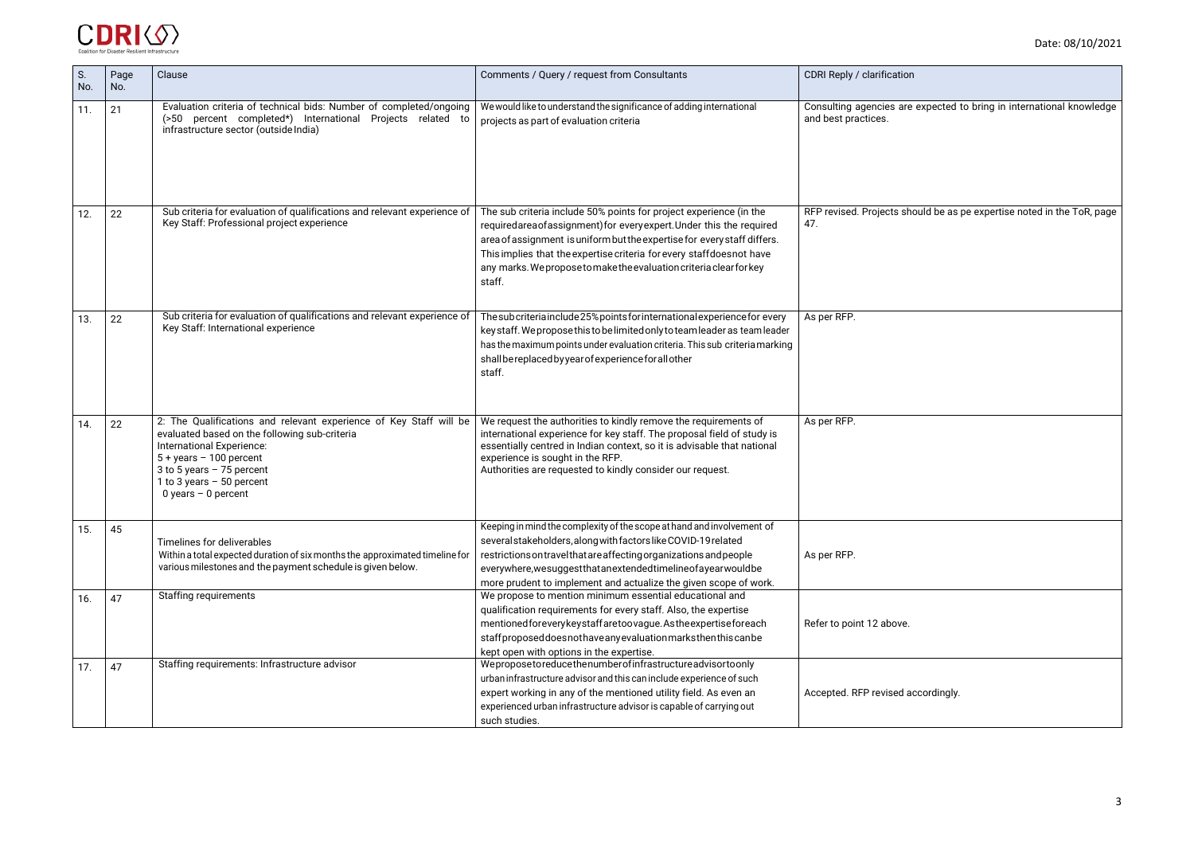| S. No. | Page No. | Clause | Comments / Query / request from Consultants | CDRI Reply / clarification |
|---|---|---|---|---|
| 11. | 21 | Evaluation criteria of technical bids: Number of completed/ongoing (>50 percent completed*) International Projects related to infrastructure sector (outside India) | We would like to understand the significance of adding international projects as part of evaluation criteria | Consulting agencies are expected to bring in international knowledge and best practices. |
| 12. | 22 | Sub criteria for evaluation of qualifications and relevant experience of Key Staff: Professional project experience | The sub criteria include 50% points for project experience (in the required area of assignment) for every expert. Under this the required area of assignment is uniform but the expertise for every staff differs. This implies that the expertise criteria for every staff does not have any marks. We propose to make the evaluation criteria clear for key staff. | RFP revised. Projects should be as pe expertise noted in the ToR, page 47. |
| 13. | 22 | Sub criteria for evaluation of qualifications and relevant experience of Key Staff: International experience | The sub criteria include 25% points for international experience for every key staff. We propose this to be limited only to team leader as team leader has the maximum points under evaluation criteria. This sub criteria marking shall be replaced by year of experience for all other staff. | As per RFP. |
| 14. | 22 | 2: The Qualifications and relevant experience of Key Staff will be evaluated based on the following sub-criteria<br>International Experience:<br>5 + years – 100 percent<br>3 to 5 years – 75 percent<br>1 to 3 years – 50 percent<br>0 years – 0 percent | We request the authorities to kindly remove the requirements of international experience for key staff. The proposal field of study is essentially centred in Indian context, so it is advisable that national experience is sought in the RFP.<br>Authorities are requested to kindly consider our request. | As per RFP. |
| 15. | 45 | Timelines for deliverables<br>Within a total expected duration of six months the approximated timeline for various milestones and the payment schedule is given below. | Keeping in mind the complexity of the scope at hand and involvement of several stakeholders, along with factors like COVID-19 related restrictions on travel that are affecting organizations and people everywhere, we suggest that an extended timeline of a year would be more prudent to implement and actualize the given scope of work. | As per RFP. |
| 16. | 47 | Staffing requirements | We propose to mention minimum essential educational and qualification requirements for every staff. Also, the expertise mentioned for every key staff are too vague. As the expertise for each staff proposed does not have any evaluation marks then this can be kept open with options in the expertise. | Refer to point 12 above. |
| 17. | 47 | Staffing requirements: Infrastructure advisor | We propose to reduce the number of infrastructure advisor to only urban infrastructure advisor and this can include experience of such expert working in any of the mentioned utility field. As even an experienced urban infrastructure advisor is capable of carrying out such studies. | Accepted. RFP revised accordingly. |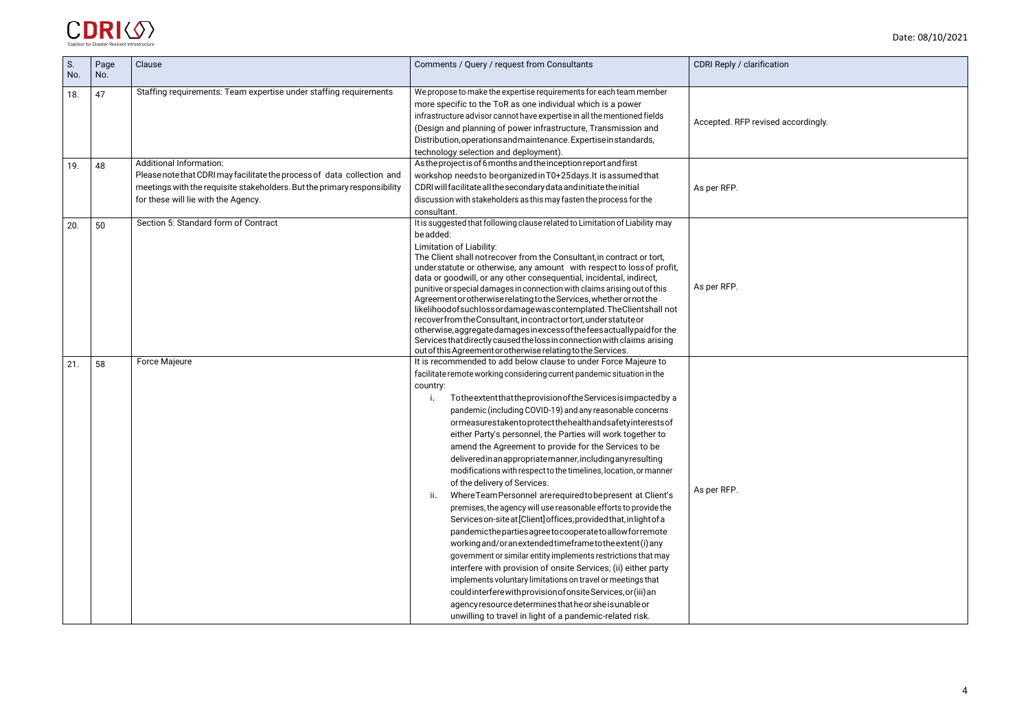Date: 08/10/2021

| S. No. | Page No. | Clause | Comments / Query / request from Consultants | CDRI Reply / clarification |
|---|---|---|---|---|
| 18. | 47 | Staffing requirements: Team expertise under staffing requirements | We propose to make the expertise requirements for each team member more specific to the ToR as one individual which is a power infrastructure advisor cannot have expertise in all the mentioned fields (Design and planning of power infrastructure, Transmission and Distribution, operations and maintenance. Expertise in standards, technology selection and deployment). | Accepted. RFP revised accordingly. |
| 19. | 48 | Additional Information: Please note that CDRI may facilitate the process of data collection and meetings with the requisite stakeholders. But the primary responsibility for these will lie with the Agency. | As the project is of 6 months and the inception report and first workshop needs to be organized in T0+25days. It is assumed that CDRI will facilitate all the secondary data and initiate the initial discussion with stakeholders as this may fasten the process for the consultant. | As per RFP. |
| 20. | 50 | Section 5: Standard form of Contract | It is suggested that following clause related to Limitation of Liability may be added:<br>Limitation of Liability:<br>The Client shall not recover from the Consultant, in contract or tort, under statute or otherwise, any amount with respect to loss of profit, data or goodwill, or any other consequential, incidental, indirect, punitive or special damages in connection with claims arising out of this Agreement or otherwise relating to the Services, whether or not the likelihood of such loss or damage was contemplated. The Client shall not recover from the Consultant, in contract or tort, under statute or otherwise, aggregate damages in excess of the fees actually paid for the Services that directly caused the loss in connection with claims arising out of this Agreement or otherwise relating to the Services. | As per RFP. |
| 21. | 58 | Force Majeure | It is recommended to add below clause to under Force Majeure to facilitate remote working considering current pandemic situation in the country:<br>i. To the extent that the provision of the Services is impacted by a pandemic (including COVID-19) and any reasonable concerns or measures taken to protect the health and safety interests of either Party's personnel, the Parties will work together to amend the Agreement to provide for the Services to be delivered in an appropriate manner, including any resulting modifications with respect to the timelines, location, or manner of the delivery of Services.<br>ii. Where Team Personnel are required to be present at Client's premises, the agency will use reasonable efforts to provide the Services on-site at [Client] offices, provided that, in light of a pandemic the parties agree to cooperate to allow for remote working and/or an extended timeframe to the extent (i) any government or similar entity implements restrictions that may interfere with provision of onsite Services; (ii) either party implements voluntary limitations on travel or meetings that could interfere with provision of onsite Services, or (iii) an agency resource determines that he or she is unable or unwilling to travel in light of a pandemic-related risk. | As per RFP. |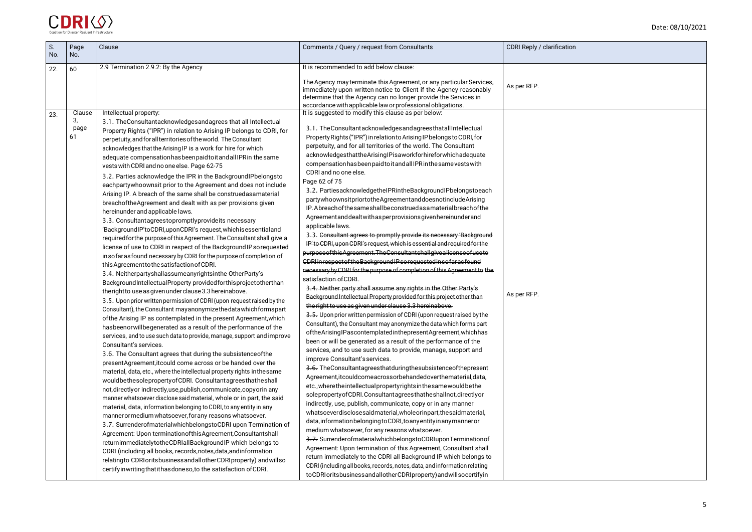Date: 08/10/2021

| S. No. | Page No. | Clause | Comments / Query / request from Consultants | CDRI Reply / clarification |
|---|---|---|---|---|
| 22. | 60 | 2.9 Termination 2.9.2: By the Agency | It is recommended to add below clause:<br><br>The Agency may terminate this Agreement, or any particular Services, immediately upon written notice to Client if the Agency reasonably determine that the Agency can no longer provide the Services in accordance with applicable law or professional obligations. | As per RFP. |
| 23. | Clause 3, page 61 | Intellectual property:<br>3.1. The Consultant acknowledges and agrees that all Intellectual Property Rights ("IPR") in relation to Arising IP belongs to CDRI, for perpetuity, and for all territories of the world. The Consultant acknowledges that the Arising IP is a work for hire for which adequate compensation has been paid to it and all IPR in the same vests with CDRI and no one else. Page 62-75<br>3.2. Parties acknowledge the IPR in the Background IP belongs to each party who owns it prior to the Agreement and does not include Arising IP. A breach of the same shall be construed as a material breach of the Agreement and dealt with as per provisions given hereinunder and applicable laws.<br>3.3. Consultant agrees to promptly provide its necessary 'Background IP' to CDRI, upon CDRI's request, which is essential and required for the purpose of this Agreement. The Consultant shall give a license of use to CDRI in respect of the Background IP so requested in so far as found necessary by CDRI for the purpose of completion of this Agreement to the satisfaction of CDRI.<br>3.4. Neither party shall assume any rights in the Other Party's Background Intellectual Property provided for this project other than the right to use as given under clause 3.3 hereinabove.<br>3.5. Upon prior written permission of CDRI (upon request raised by the Consultant), the Consultant may anonymize the data which forms part of the Arising IP as contemplated in the present Agreement, which has been or will be generated as a result of the performance of the services, and to use such data to provide, manage, support and improve Consultant's services.<br>3.6. The Consultant agrees that during the subsistence of the present Agreement, it could come across or be handed over the material, data, etc., where the intellectual property rights in the same would be the sole property of CDRI. Consultant agrees that he shall not, directly or indirectly, use, publish, communicate, copy or in any manner whatsoever disclose said material, whole or in part, the said material, data, information belonging to CDRI, to any entity in any manner or medium whatsoever, for any reasons whatsoever.<br>3.7. Surrender of material which belongs to CDRI upon Termination of Agreement: Upon termination of this Agreement, Consultant shall return immediately to the CDRI all Background IP which belongs to CDRI (including all books, records, notes, data, and information relating to CDRI or its business and all other CDRI property) and will so certify in writing that it has done so, to the satisfaction of CDRI. | It is suggested to modify this clause as per below:<br><br>3.1. The Consultant acknowledges and agrees that all Intellectual Property Rights ("IPR") in relation to Arising IP belongs to CDRI, for perpetuity, and for all territories of the world. The Consultant acknowledges that the Arising IP is a work for hire for which adequate compensation has been paid to it and all IPR in the same vests with CDRI and no one else.<br>Page 62 of 75<br>3.2. Parties acknowledge the IPR in the Background IP belongs to each party who owns it prior to the Agreement and does not include Arising IP. A breach of the same shall be construed as a material breach of the Agreement and dealt with as per provisions given hereinunder and applicable laws.<br>3.3. ~~Consultant agrees to promptly provide its necessary 'Background IP' to CDRI, upon CDRI's request, which is essential and required for the purpose of this Agreement. The Consultant shall give a license of use to CDRI in respect of the Background IP so requested in so far as found necessary by CDRI for the purpose of completion of this Agreement to the satisfaction of CDRI.~~<br>~~3.4. Neither party shall assume any rights in the Other Party's Background Intellectual Property provided for this project other than the right to use as given under clause 3.3 hereinabove.~~<br>~~3.5.~~ Upon prior written permission of CDRI (upon request raised by the Consultant), the Consultant may anonymize the data which forms part of the Arising IP as contemplated in the present Agreement, which has been or will be generated as a result of the performance of the services, and to use such data to provide, manage, support and improve Consultant's services.<br>~~3.6.~~ The Consultant agrees that during the subsistence of the present Agreement, it could come across or be handed over the material, data, etc., where the intellectual property rights in the same would be the sole property of CDRI. Consultant agrees that he shall not, directly or indirectly, use, publish, communicate, copy or in any manner whatsoever disclose said material, whole or in part, the said material, data, information belonging to CDRI, to any entity in any manner or medium whatsoever, for any reasons whatsoever.<br>~~3.7.~~ Surrender of material which belongs to CDRI upon Termination of Agreement: Upon termination of this Agreement, Consultant shall return immediately to the CDRI all Background IP which belongs to CDRI (including all books, records, notes, data, and information relating to CDRI or its business and all other CDRI property) and will so certify in | As per RFP. |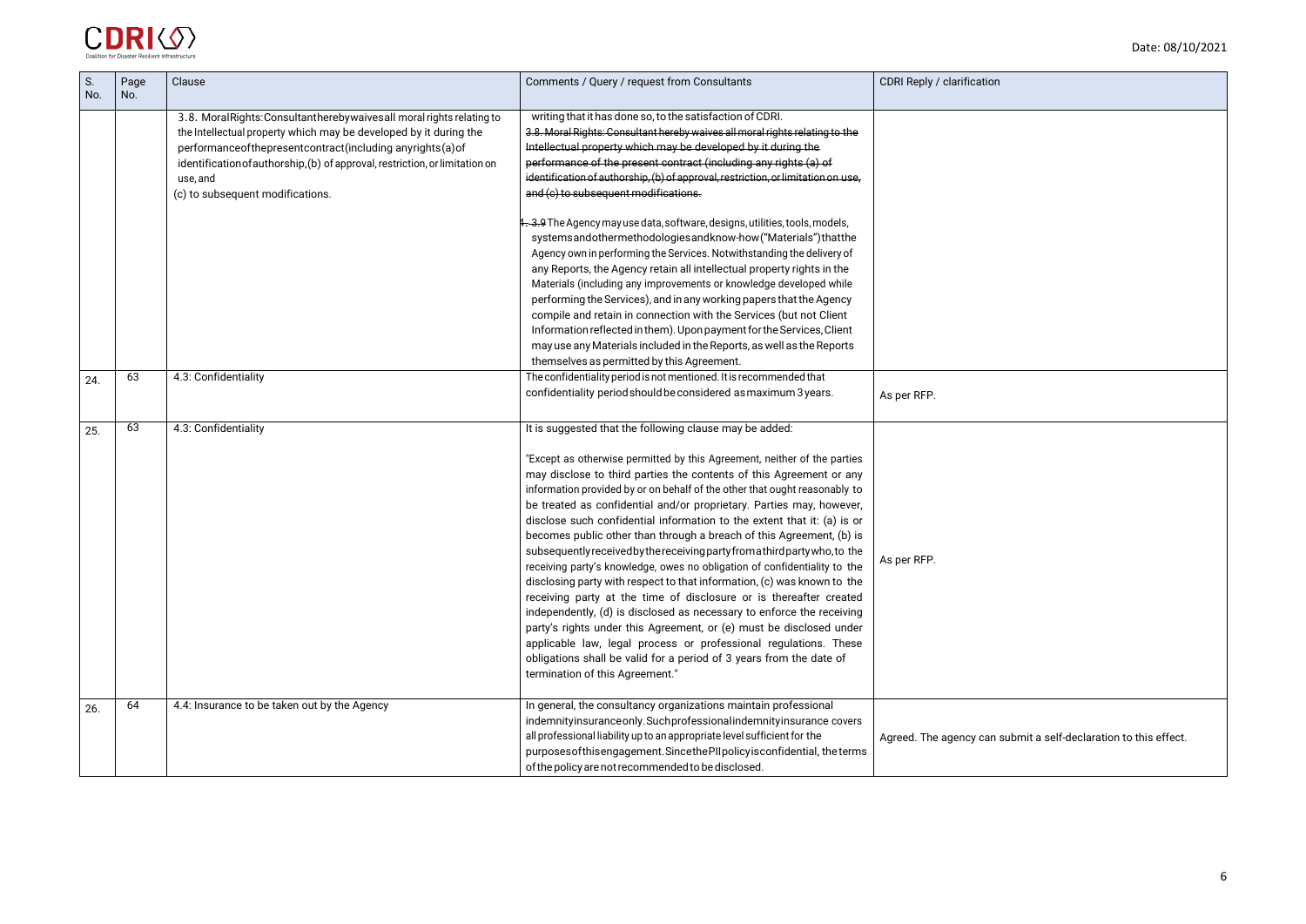| S. No. | Page No. | Clause | Comments / Query / request from Consultants | CDRI Reply / clarification |
|---|---|---|---|---|
| | | 3.8. MoralRights:Consultantherebywaivesall moral rights relating to the Intellectual property which may be developed by it during the performanceofthepresentcontract(including anyrights(a)of identificationofauthorship,(b) of approval, restriction, or limitation on use, and (c) to subsequent modifications. | writing that it has done so, to the satisfaction of CDRI. ~~3.8. Moral Rights: Consultant hereby waives all moral rights relating to the Intellectual property which may be developed by it during the performance of the present contract (including any rights (a) of identification of authorship, (b) of approval, restriction, or limitation on use, and (c) to subsequent modifications.~~ <br><br> 1. ~~3.9~~ The Agency may use data, software, designs, utilities, tools, models, systemsandothermethodologiesandknow-how("Materials")thatthe Agency own in performing the Services. Notwithstanding the delivery of any Reports, the Agency retain all intellectual property rights in the Materials (including any improvements or knowledge developed while performing the Services), and in any working papers that the Agency compile and retain in connection with the Services (but not Client Information reflected in them). Upon payment for the Services, Client may use any Materials included in the Reports, as well as the Reports themselves as permitted by this Agreement. | |
| 24. | 63 | 4.3: Confidentiality | The confidentiality period is not mentioned. It is recommended that confidentiality period should be considered as maximum 3 years. | As per RFP. |
| 25. | 63 | 4.3: Confidentiality | It is suggested that the following clause may be added: <br><br> "Except as otherwise permitted by this Agreement, neither of the parties may disclose to third parties the contents of this Agreement or any information provided by or on behalf of the other that ought reasonably to be treated as confidential and/or proprietary. Parties may, however, disclose such confidential information to the extent that it: (a) is or becomes public other than through a breach of this Agreement, (b) is subsequentlyreceivedbythereceivingpartyfromathirdpartywho,to the receiving party's knowledge, owes no obligation of confidentiality to the disclosing party with respect to that information, (c) was known to the receiving party at the time of disclosure or is thereafter created independently, (d) is disclosed as necessary to enforce the receiving party's rights under this Agreement, or (e) must be disclosed under applicable law, legal process or professional regulations. These obligations shall be valid for a period of 3 years from the date of termination of this Agreement." | As per RFP. |
| 26. | 64 | 4.4: Insurance to be taken out by the Agency | In general, the consultancy organizations maintain professional indemnityinsuranceonly.Suchprofessionalindemnityinsurance covers all professional liability up to an appropriate level sufficient for the purposesofthisengagement.SincethePIIpolicyisconfidential, the terms of the policy are not recommended to be disclosed. | Agreed. The agency can submit a self-declaration to this effect. |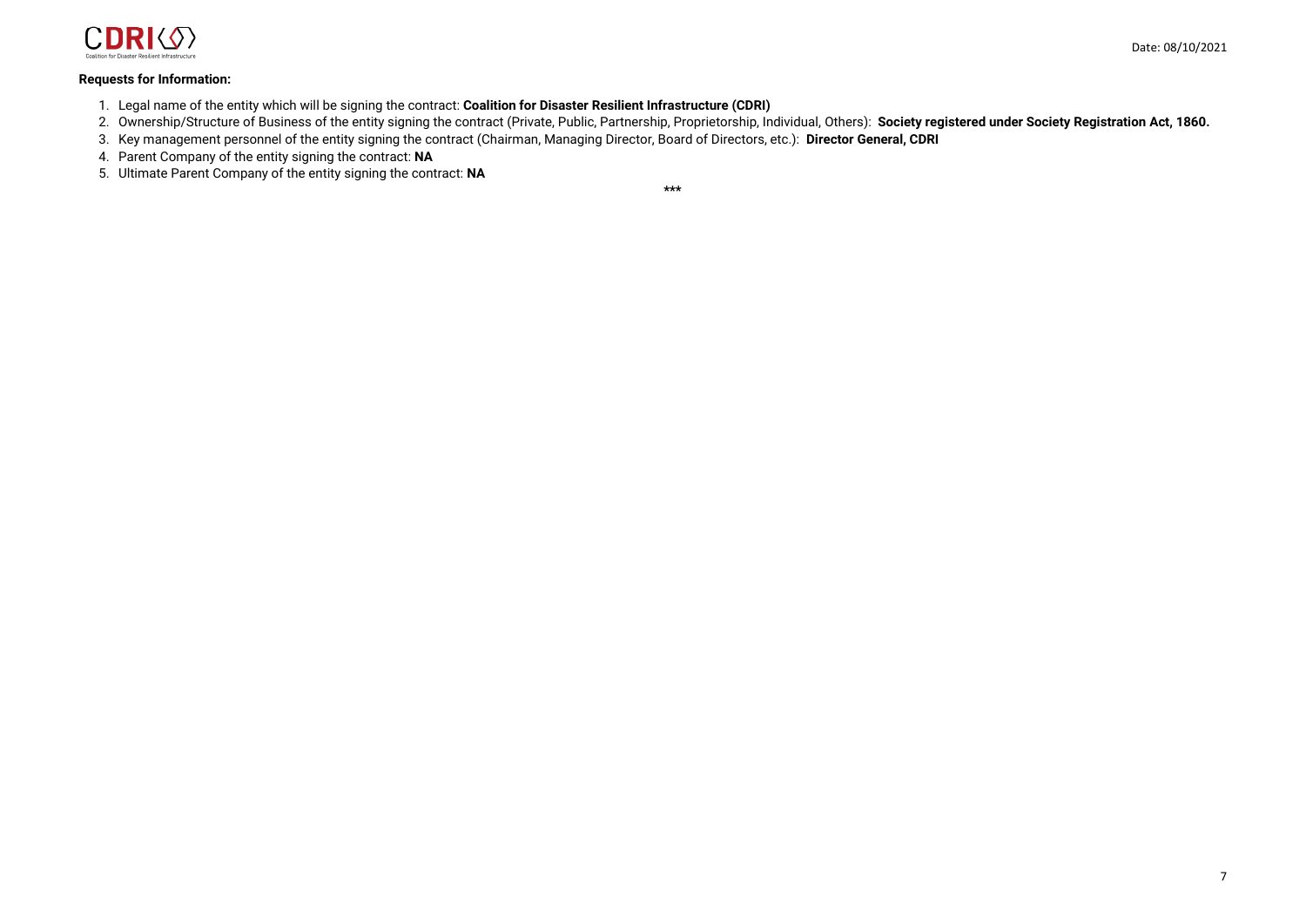**Requests for Information:**

1. Legal name of the entity which will be signing the contract: **Coalition for Disaster Resilient Infrastructure (CDRI)**
2. Ownership/Structure of Business of the entity signing the contract (Private, Public, Partnership, Proprietorship, Individual, Others): **Society registered under Society Registration Act, 1860.**
3. Key management personnel of the entity signing the contract (Chairman, Managing Director, Board of Directors, etc.): **Director General, CDRI**
4. Parent Company of the entity signing the contract: **NA**
5. Ultimate Parent Company of the entity signing the contract: **NA**

***